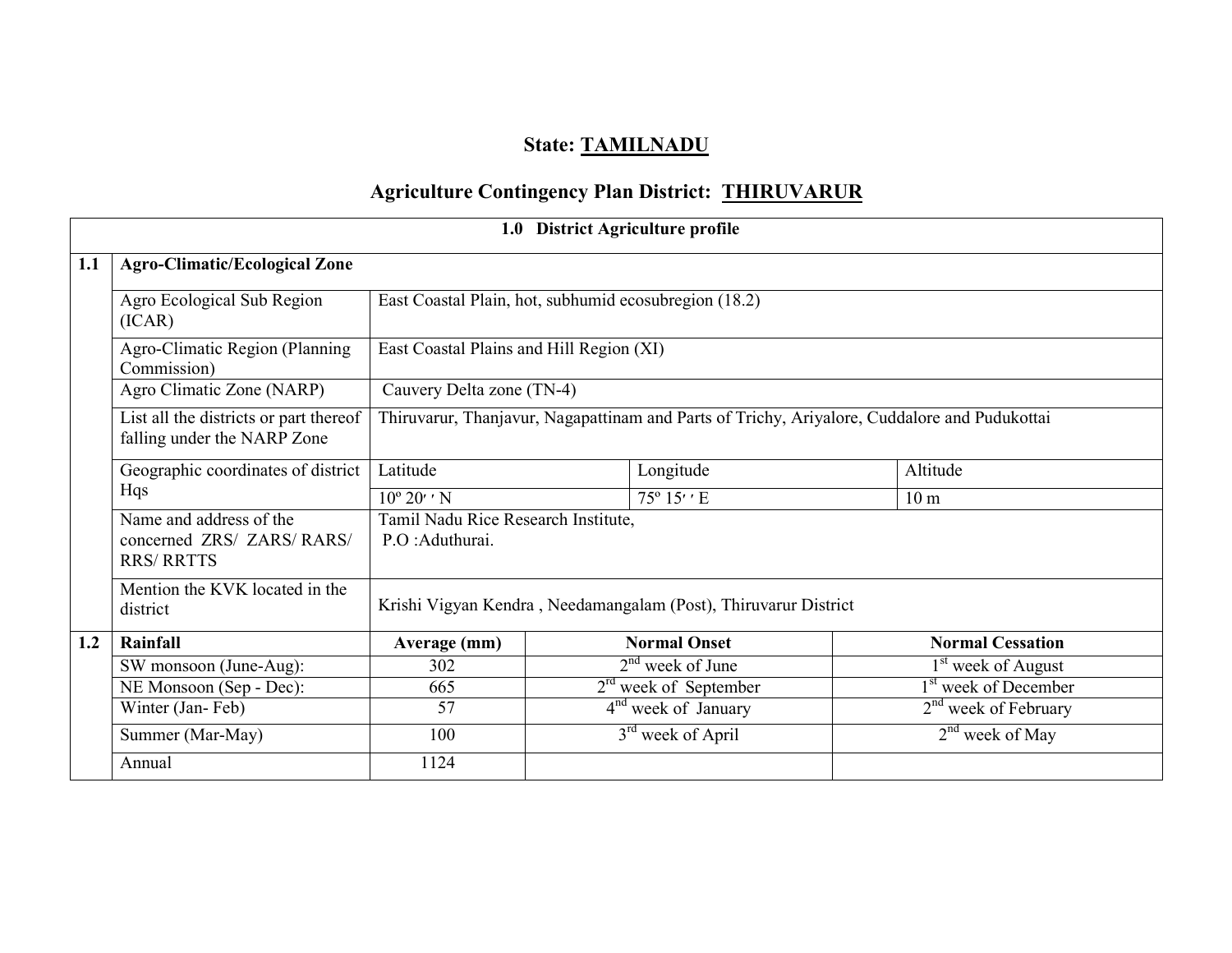# State: TAMILNADU

## Agriculture Contingency Plan District: THIRUVARUR

| 1.0 District Agriculture profile | | | | |
|---|---|---|---|---|
| **1.1** | **Agro-Climatic/Ecological Zone** | | | |
| | Agro Ecological Sub Region (ICAR) | East Coastal Plain, hot, subhumid ecosubregion (18.2) | | |
| | Agro-Climatic Region (Planning Commission) | East Coastal Plains and Hill Region (XI) | | |
| | Agro Climatic Zone (NARP) | Cauvery Delta zone (TN-4) | | |
| | List all the districts or part thereof falling under the NARP Zone | Thiruvarur, Thanjavur, Nagapattinam and Parts of Trichy, Ariyalore, Cuddalore and Pudukottai | | |
| | Geographic coordinates of district Hqs | Latitude | Longitude | Altitude |
| | | 10º 20′ ′ N | 75º 15′ ′ E | 10 m |
| | Name and address of the concerned ZRS/ ZARS/ RARS/ RRS/ RRTTS | Tamil Nadu Rice Research Institute, P.O :Aduthurai. | | |
| | Mention the KVK located in the district | Krishi Vigyan Kendra , Needamangalam (Post), Thiruvarur District | | |

| | | | | |
|---|---|---|---|---|
| **1.2** | **Rainfall** | **Average (mm)** | **Normal Onset** | **Normal Cessation** |
| | SW monsoon (June-Aug): | 302 | 2nd week of June | 1st week of August |
| | NE Monsoon (Sep - Dec): | 665 | 2rd week of September | 1st week of December |
| | Winter (Jan- Feb) | 57 | 4nd week of January | 2nd week of February |
| | Summer (Mar-May) | 100 | 3rd week of April | 2nd week of May |
| | Annual | 1124 | | |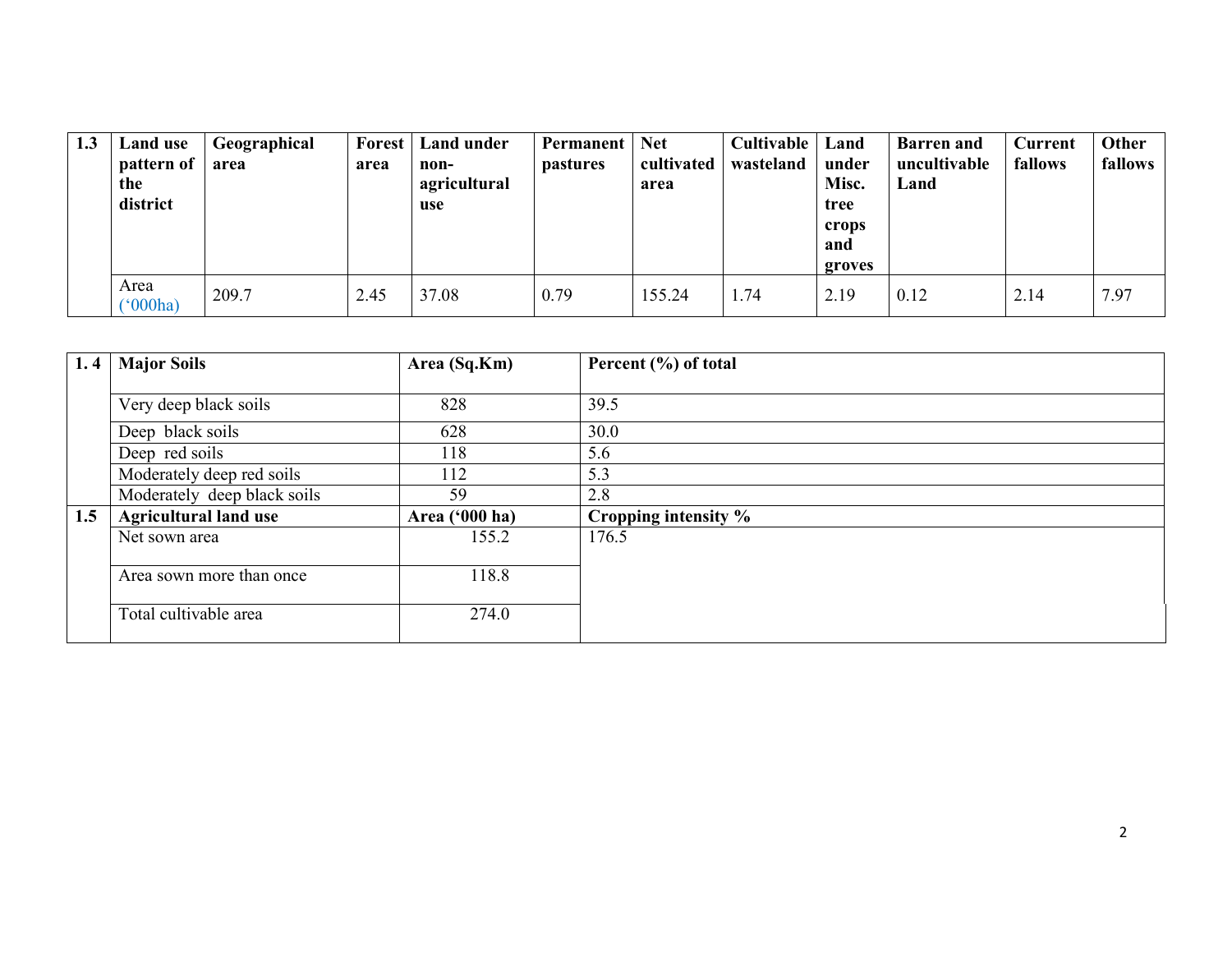| 1.3 | Land use pattern of the district | Geographical area | Forest area | Land under non-agricultural use | Permanent pastures | Net cultivated area | Cultivable wasteland | Land under Misc. tree crops and groves | Barren and uncultivable Land | Current fallows | Other fallows |
|---|---|---|---|---|---|---|---|---|---|---|---|
| | Area ('000ha) | 209.7 | 2.45 | 37.08 | 0.79 | 155.24 | 1.74 | 2.19 | 0.12 | 2.14 | 7.97 |

| 1. 4 | Major Soils | Area (Sq.Km) | Percent (%) of total |
|---|---|---|---|
| | Very deep black soils | 828 | 39.5 |
| | Deep black soils | 628 | 30.0 |
| | Deep red soils | 118 | 5.6 |
| | Moderately deep red soils | 112 | 5.3 |
| | Moderately deep black soils | 59 | 2.8 |
| **1.5** | **Agricultural land use** | **Area ('000 ha)** | **Cropping intensity %** |
| | Net sown area | 155.2 | 176.5 |
| | Area sown more than once | 118.8 | |
| | Total cultivable area | 274.0 | |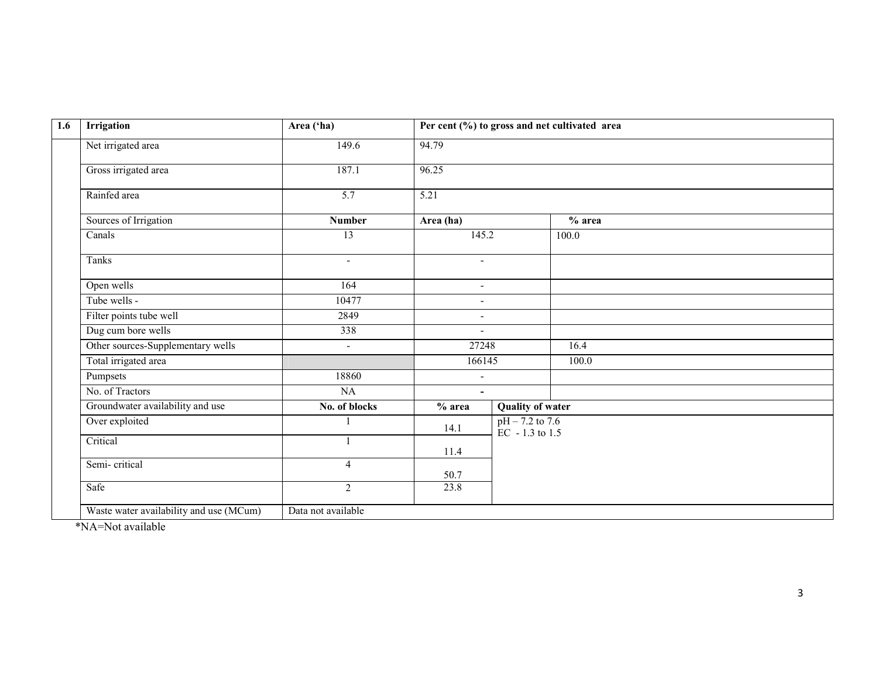| 1.6 | Irrigation | Area ('ha) | Per cent (%) to gross and net cultivated area | | |
|---|---|---|---|---|---|
| | Net irrigated area | 149.6 | 94.79 | | |
| | Gross irrigated area | 187.1 | 96.25 | | |
| | Rainfed area | 5.7 | 5.21 | | |
| | Sources of Irrigation | **Number** | **Area (ha)** | | **% area** |
| | Canals | 13 | 145.2 | | 100.0 |
| | Tanks | - | - | | |
| | Open wells | 164 | - | | |
| | Tube wells - | 10477 | - | | |
| | Filter points tube well | 2849 | - | | |
| | Dug cum bore wells | 338 | - | | |
| | Other sources-Supplementary wells | - | 27248 | | 16.4 |
| | Total irrigated area | | 166145 | | 100.0 |
| | Pumpsets | 18860 | - | | |
| | No. of Tractors | NA | - | | |
| | Groundwater availability and use | **No. of blocks** | **% area** | **Quality of water** | |
| | Over exploited | 1 | 14.1 | pH – 7.2 to 7.6<br>EC - 1.3 to 1.5 | |
| | Critical | 1 | 11.4 | | |
| | Semi- critical | 4 | 50.7 | | |
| | Safe | 2 | 23.8 | | |
| | Waste water availability and use (MCum) | Data not available | | | |

*NA=Not available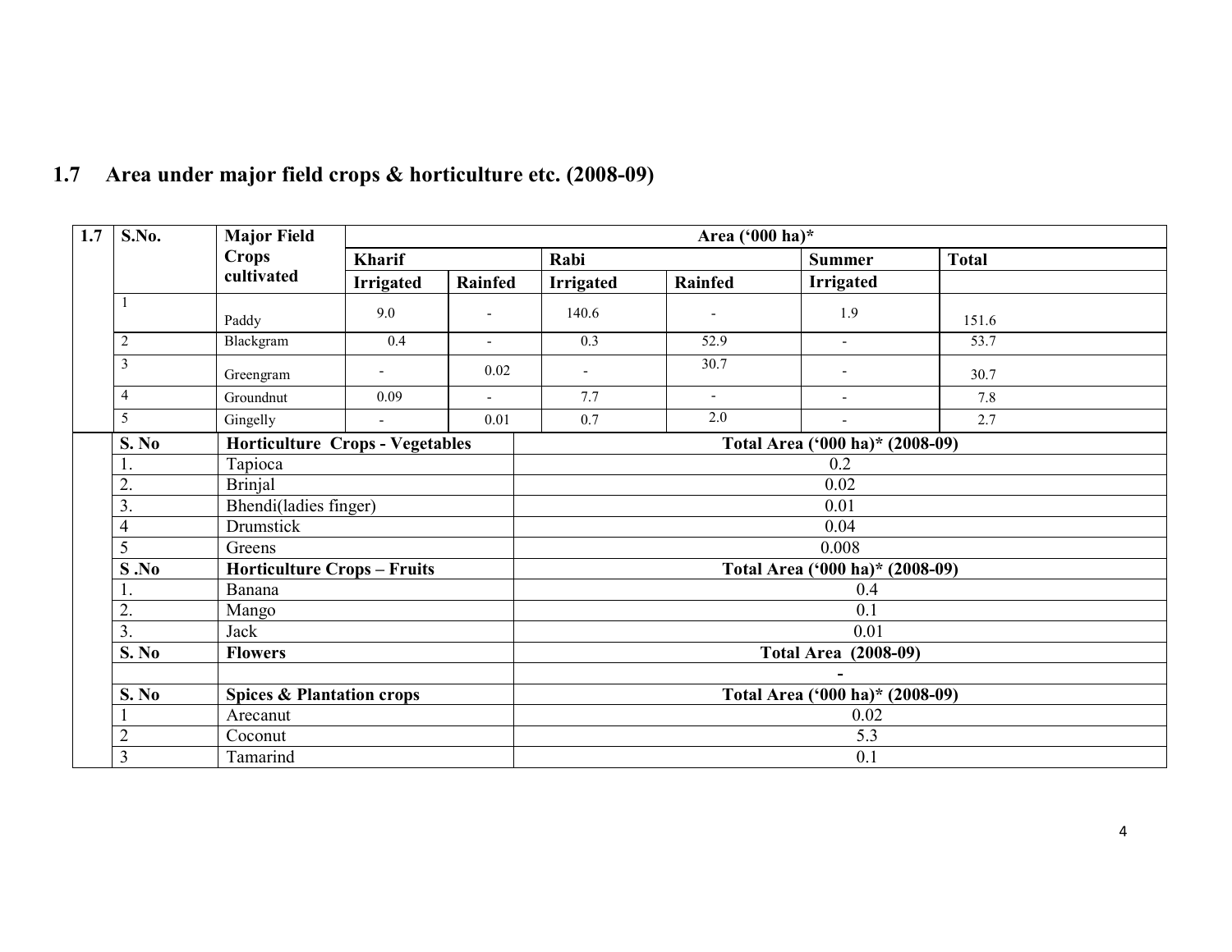## 1.7 Area under major field crops & horticulture etc. (2008-09)

| 1.7 | S.No. | Major Field Crops cultivated | Area ('000 ha)* | | | | | |
|---|---|---|---|---|---|---|---|---|
| | | | Kharif | | Rabi | | Summer | Total |
| | | | Irrigated | Rainfed | Irrigated | Rainfed | Irrigated | |
| | 1 | Paddy | 9.0 | - | 140.6 | - | 1.9 | 151.6 |
| | 2 | Blackgram | 0.4 | - | 0.3 | 52.9 | - | 53.7 |
| | 3 | Greengram | - | 0.02 | - | 30.7 | - | 30.7 |
| | 4 | Groundnut | 0.09 | - | 7.7 | - | - | 7.8 |
| | 5 | Gingelly | - | 0.01 | 0.7 | 2.0 | - | 2.7 |

| S. No | Horticulture Crops - Vegetables | Total Area ('000 ha)* (2008-09) |
|---|---|---|
| 1. | Tapioca | 0.2 |
| 2. | Brinjal | 0.02 |
| 3. | Bhendi(ladies finger) | 0.01 |
| 4 | Drumstick | 0.04 |
| 5 | Greens | 0.008 |
| **S .No** | **Horticulture Crops – Fruits** | **Total Area ('000 ha)* (2008-09)** |
| 1. | Banana | 0.4 |
| 2. | Mango | 0.1 |
| 3. | Jack | 0.01 |
| **S. No** | **Flowers** | **Total Area (2008-09)** |
| | | - |
| **S. No** | **Spices & Plantation crops** | **Total Area ('000 ha)* (2008-09)** |
| 1 | Arecanut | 0.02 |
| 2 | Coconut | 5.3 |
| 3 | Tamarind | 0.1 |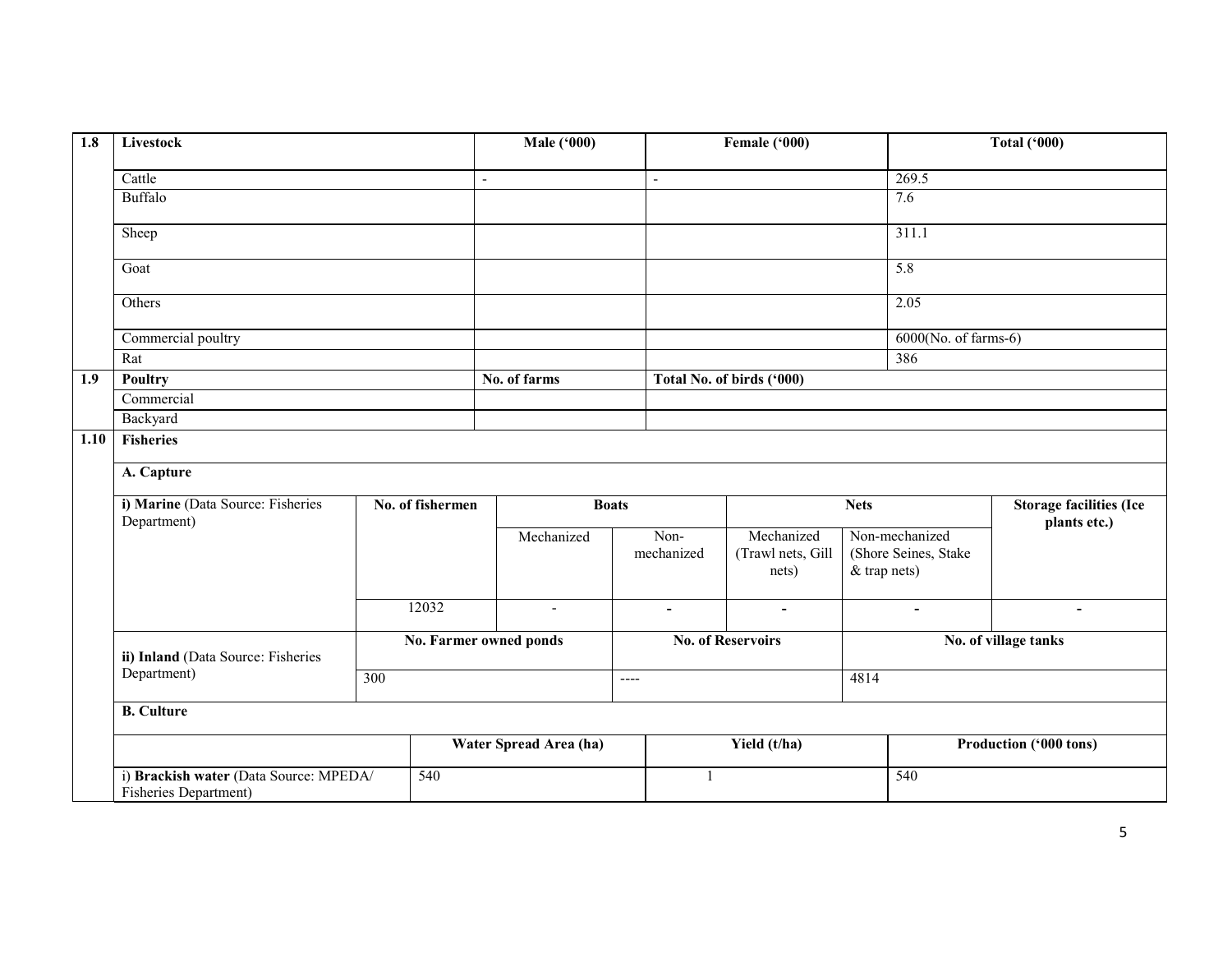| 1.8 | Livestock | Male ('000) | Female ('000) | Total ('000) |
|---|---|---|---|---|
| | Cattle | - | - | 269.5 |
| | Buffalo | | | 7.6 |
| | Sheep | | | 311.1 |
| | Goat | | | 5.8 |
| | Others | | | 2.05 |
| | Commercial poultry | | | 6000(No. of farms-6) |
| | Rat | | | 386 |
| 1.9 | **Poultry** | **No. of farms** | **Total No. of birds ('000)** | |
| | Commercial | | | |
| | Backyard | | | |

**1.10 Fisheries**

**A. Capture**

| | No. of fishermen | Boats | | Nets | | Storage facilities (Ice plants etc.) |
|---|---|---|---|---|---|---|
| **i) Marine** (Data Source: Fisheries Department) | | Mechanized | Non-mechanized | Mechanized (Trawl nets, Gill nets) | Non-mechanized (Shore Seines, Stake & trap nets) | |
| | 12032 | - | - | - | - | - |

| | No. Farmer owned ponds | No. of Reservoirs | No. of village tanks |
|---|---|---|---|
| **ii) Inland** (Data Source: Fisheries Department) | 300 | ---- | 4814 |

**B. Culture**

| | Water Spread Area (ha) | Yield (t/ha) | Production ('000 tons) |
|---|---|---|---|
| i) **Brackish water** (Data Source: MPEDA/ Fisheries Department) | 540 | 1 | 540 |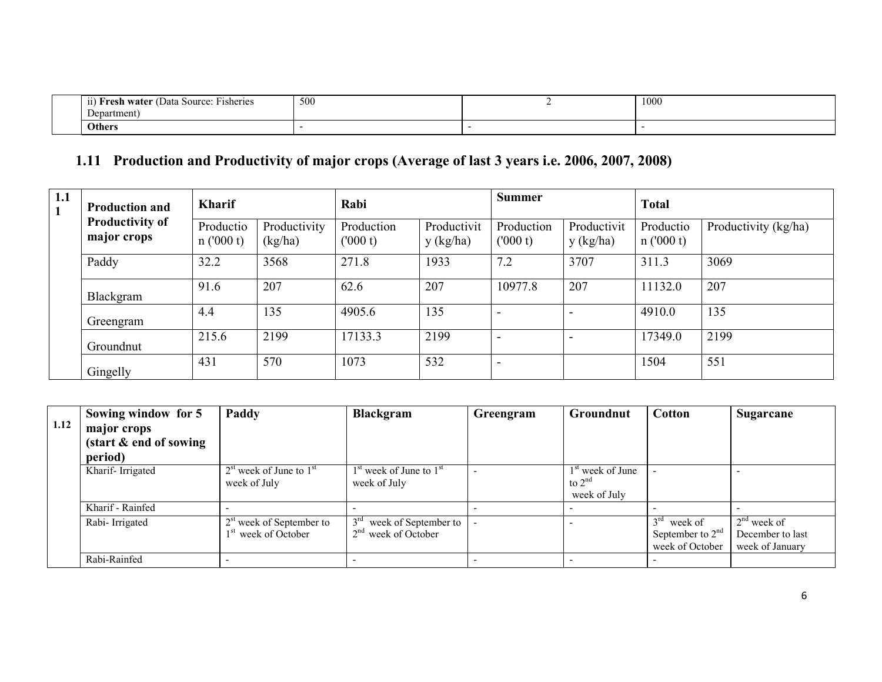| | | | | |
|---|---|---|---|---|
| | ii) **Fresh water** (Data Source: Fisheries Department) | 500 | 2 | 1000 |
| | **Others** | - | - | - |

## 1.11 Production and Productivity of major crops (Average of last 3 years i.e. 2006, 2007, 2008)

| 1.11 | Production and Productivity of major crops | Kharif | | Rabi | | Summer | | Total | |
|---|---|---|---|---|---|---|---|---|---|
| | | Production ('000 t) | Productivity (kg/ha) | Production ('000 t) | Productivity (kg/ha) | Production ('000 t) | Productivity (kg/ha) | Production ('000 t) | Productivity (kg/ha) |
| | Paddy | 32.2 | 3568 | 271.8 | 1933 | 7.2 | 3707 | 311.3 | 3069 |
| | Blackgram | 91.6 | 207 | 62.6 | 207 | 10977.8 | 207 | 11132.0 | 207 |
| | Greengram | 4.4 | 135 | 4905.6 | 135 | - | - | 4910.0 | 135 |
| | Groundnut | 215.6 | 2199 | 17133.3 | 2199 | - | - | 17349.0 | 2199 |
| | Gingelly | 431 | 570 | 1073 | 532 | - | | 1504 | 551 |

| 1.12 | Sowing window for 5 major crops (start & end of sowing period) | Paddy | Blackgram | Greengram | Groundnut | Cotton | Sugarcane |
|---|---|---|---|---|---|---|---|
| | Kharif- Irrigated | 2st week of June to 1st week of July | 1st week of June to 1st week of July | - | 1st week of June to 2nd week of July | - | - |
| | Kharif - Rainfed | - | - | - | - | - | - |
| | Rabi- Irrigated | 2st week of September to 1st week of October | 3rd week of September to 2nd week of October | - | - | 3rd week of September to 2nd week of October | 2nd week of December to last week of January |
| | Rabi-Rainfed | - | - | - | - | - | |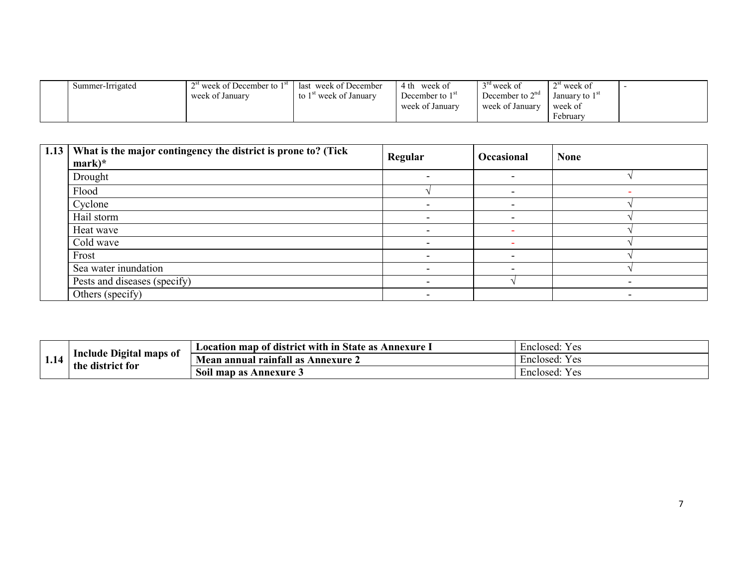|  | Summer-Irrigated | 2nd week of December to 1st week of January | last week of December to 1st week of January | 4 th week of December to 1st week of January | 3rd week of December to 2nd week of January | 2st week of January to 1st week of February | - |
|---|---|---|---|---|---|---|---|

| 1.13 | What is the major contingency the district is prone to? (Tick mark)* | Regular | Occasional | None |
|---|---|---|---|---|
|  | Drought | - | - | √ |
|  | Flood | √ | - | - |
|  | Cyclone | - | - | √ |
|  | Hail storm | - | - | √ |
|  | Heat wave | - | - | √ |
|  | Cold wave | - | - | √ |
|  | Frost | - | - | √ |
|  | Sea water inundation | - | - | √ |
|  | Pests and diseases (specify) | - | √ | - |
|  | Others (specify) | - |  | - |

| 1.14 | Include Digital maps of the district for | Location map of district with in State as Annexure I | Enclosed: Yes |
|---|---|---|---|
|  |  | Mean annual rainfall as Annexure 2 | Enclosed: Yes |
|  |  | Soil map as Annexure 3 | Enclosed: Yes |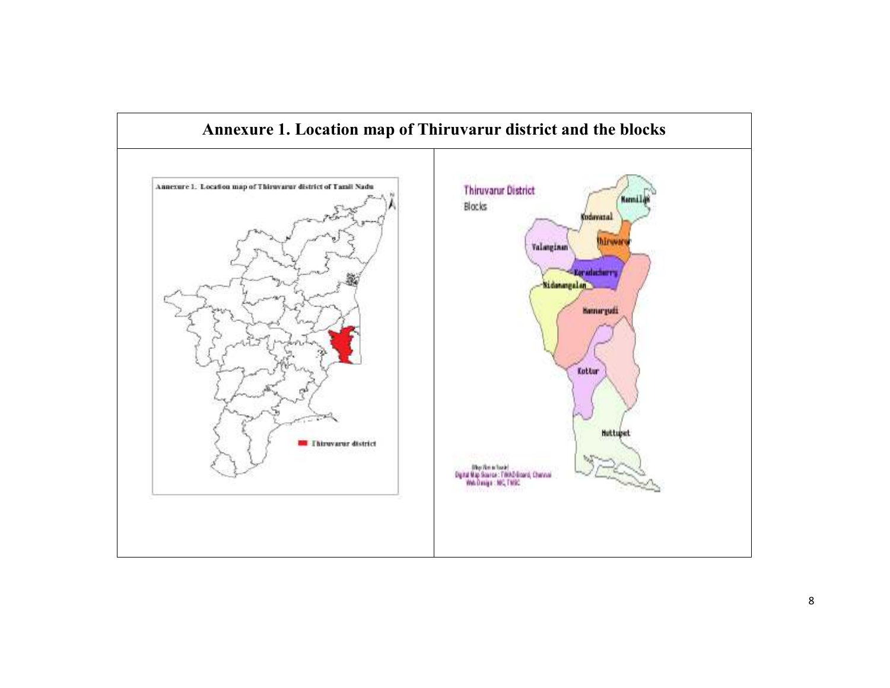# Annexure 1. Location map of Thiruvarur district and the blocks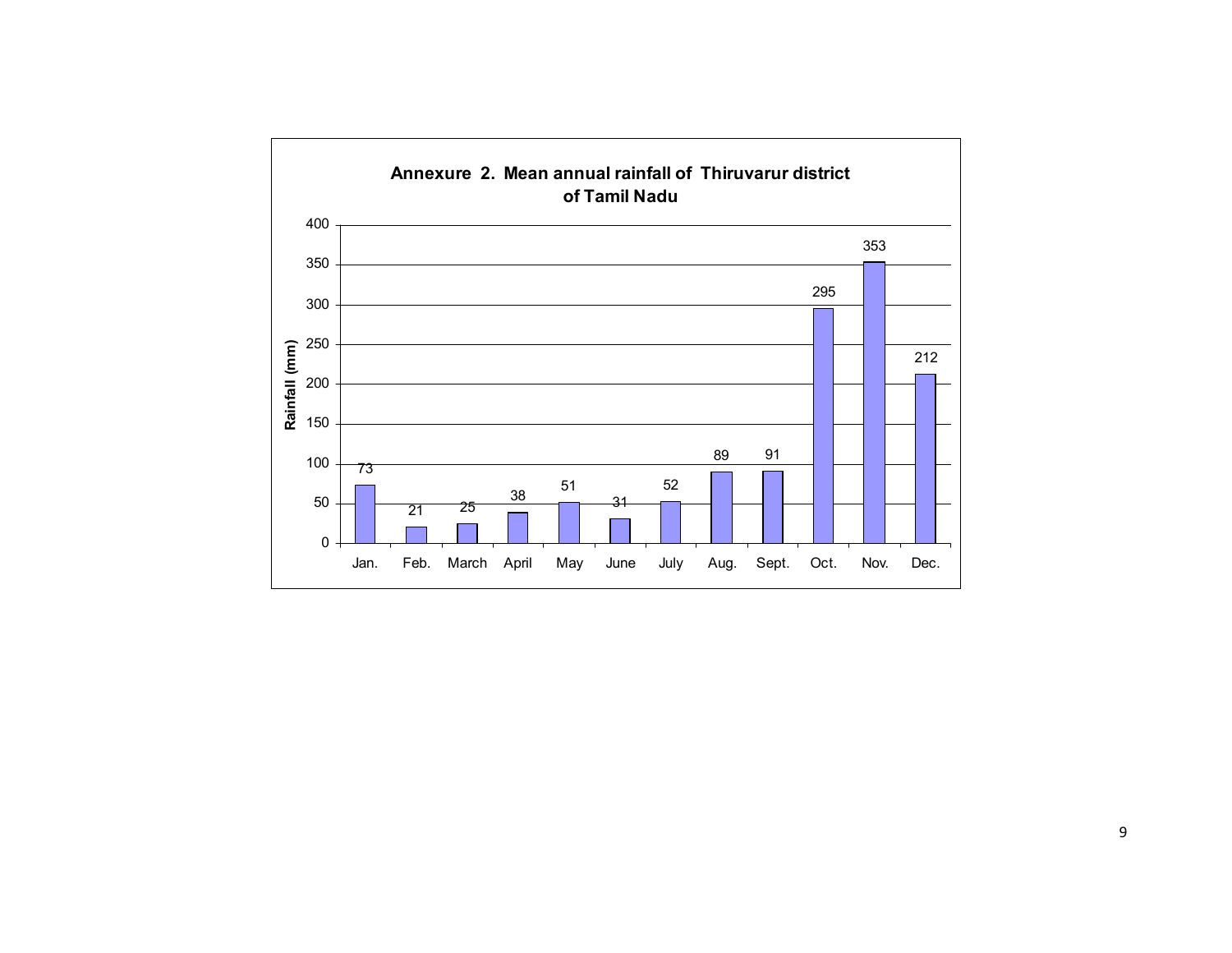**Annexure 2. Mean annual rainfall of Thiruvarur district of Tamil Nadu**

| Month | Rainfall (mm) |
|---|---|
| Jan. | 73 |
| Feb. | 21 |
| March | 25 |
| April | 38 |
| May | 51 |
| June | 31 |
| July | 52 |
| Aug. | 89 |
| Sept. | 91 |
| Oct. | 295 |
| Nov. | 353 |
| Dec. | 212 |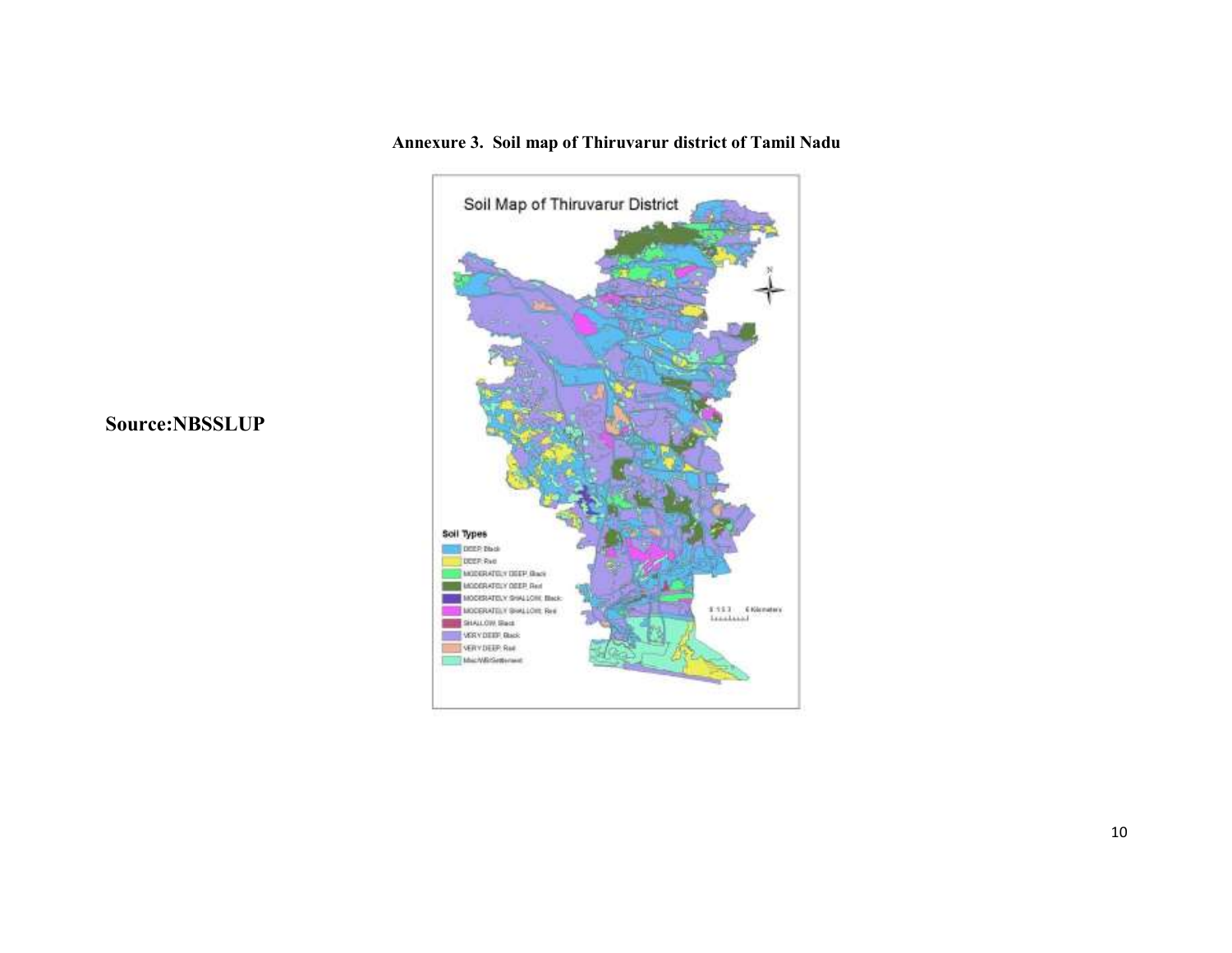**Annexure 3. Soil map of Thiruvarur district of Tamil Nadu**

Soil Map of Thiruvarur District

Soil Types

- DEEP, Black
- DEEP, Red
- MODERATELY DEEP, Black
- MODERATELY DEEP, Red
- MODERATELY SHALLOW, Black
- MODERATELY SHALLOW, Red
- SHALLOW, Black
- VERY DEEP, Black
- VERY DEEP, Red
- Misc/WB/Settlement

0 1.5 3 6 Kilometers

**Source:NBSSLUP**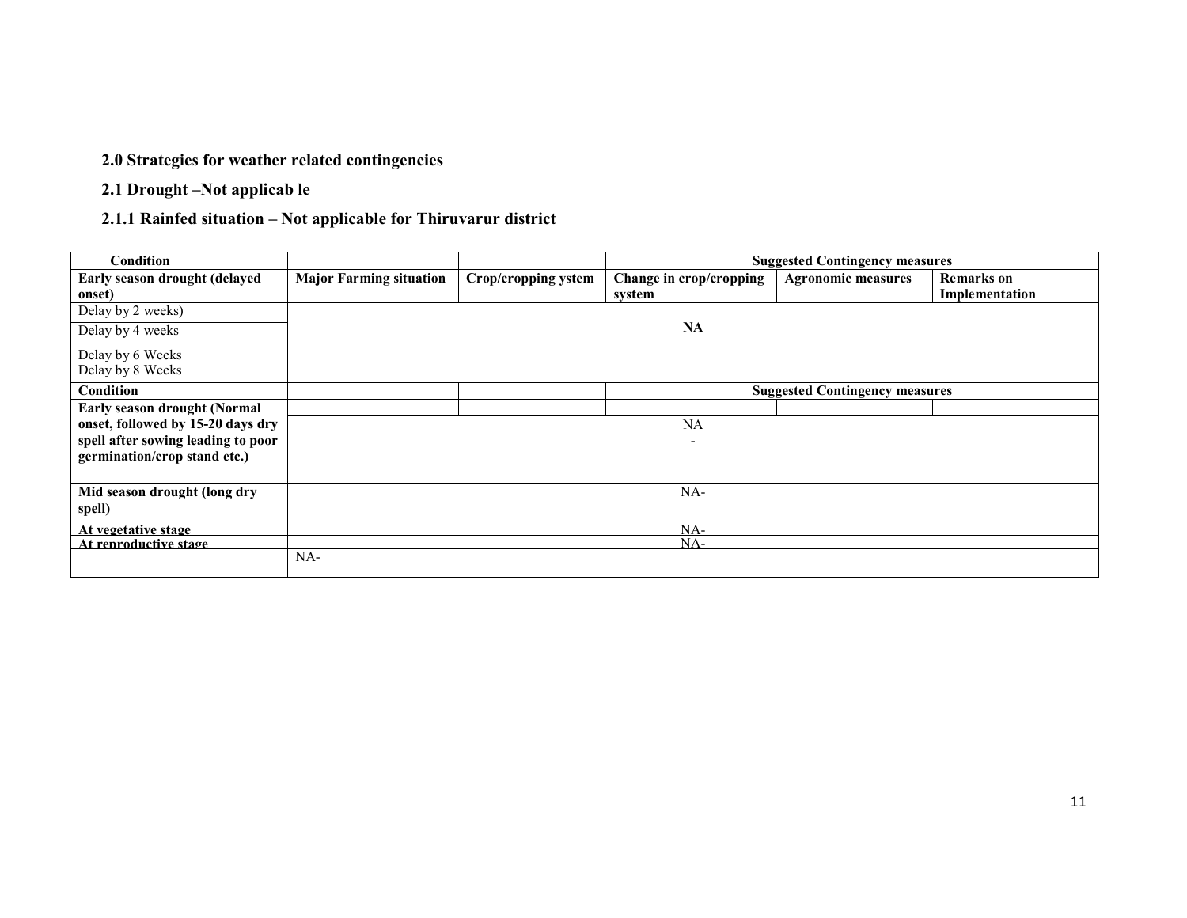## 2.0 Strategies for weather related contingencies

### 2.1 Drought –Not applicab le

#### 2.1.1 Rainfed situation – Not applicable for Thiruvarur district

| Condition | | | Suggested Contingency measures | | |
|---|---|---|---|---|---|
| **Early season drought (delayed onset)** | **Major Farming situation** | **Crop/cropping ystem** | **Change in crop/cropping system** | **Agronomic measures** | **Remarks on Implementation** |
| Delay by 2 weeks) | | | **NA** | | |
| Delay by 4 weeks | | | | | |
| Delay by 6 Weeks | | | | | |
| Delay by 8 Weeks | | | | | |
| **Condition** | | | **Suggested Contingency measures** | | |
| **Early season drought (Normal onset, followed by 15-20 days dry spell after sowing leading to poor germination/crop stand etc.)** | | | NA - | | |
| **Mid season drought (long dry spell)** | | | NA- | | |
| **At vegetative stage** | | | NA- | | |
| **At reproductive stage** | | | NA- | | |
| | NA- | | | | |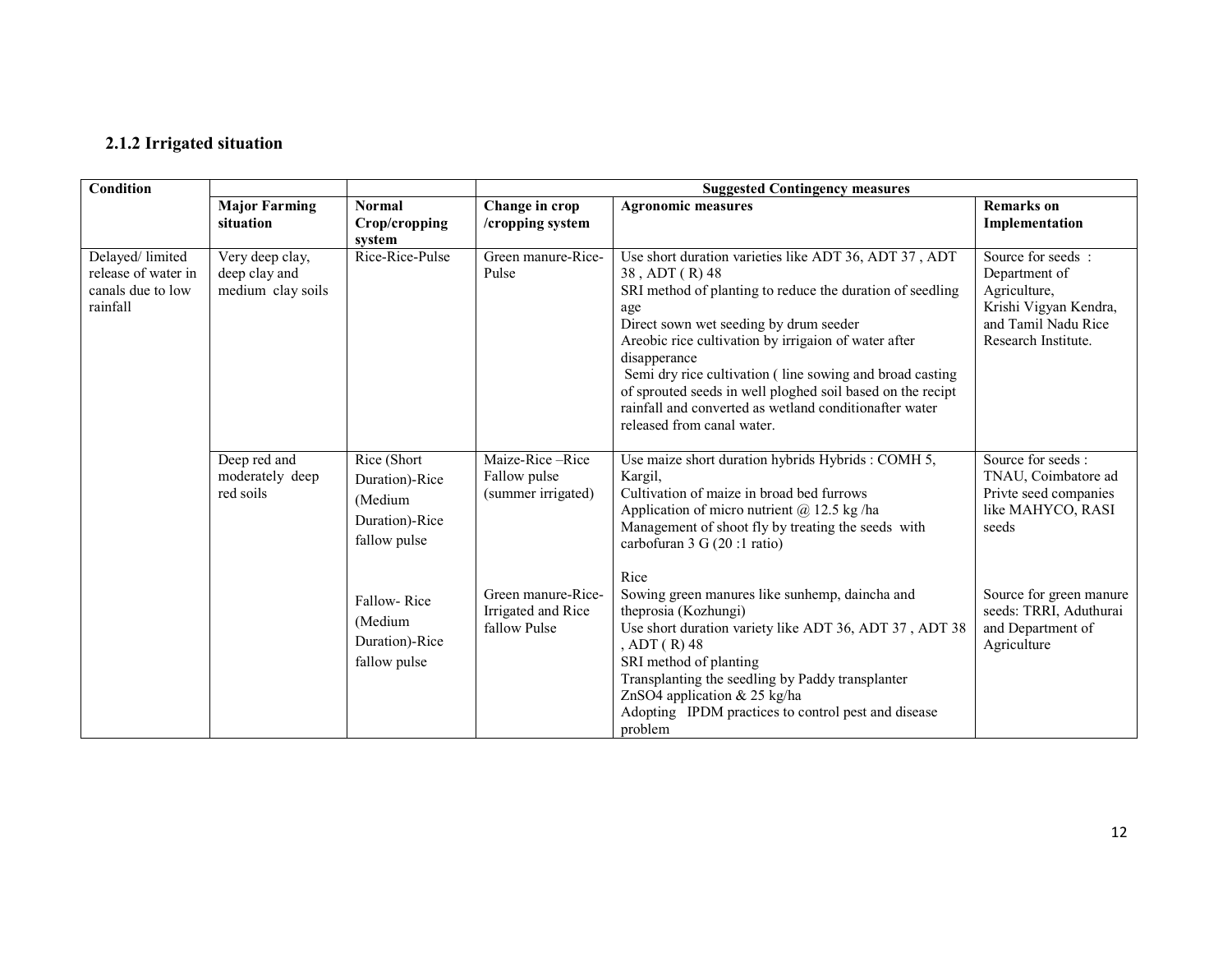### 2.1.2 Irrigated situation

| Condition | | | Suggested Contingency measures | | |
|---|---|---|---|---|---|
| | **Major Farming situation** | **Normal Crop/cropping system** | **Change in crop /cropping system** | **Agronomic measures** | **Remarks on Implementation** |
| Delayed/ limited release of water in canals due to low rainfall | Very deep clay, deep clay and medium clay soils | Rice-Rice-Pulse | Green manure-Rice-Pulse | Use short duration varieties like ADT 36, ADT 37 , ADT 38 , ADT ( R) 48<br>SRI method of planting to reduce the duration of seedling age<br>Direct sown wet seeding by drum seeder<br>Areobic rice cultivation by irrigaion of water after disapperance<br>Semi dry rice cultivation ( line sowing and broad casting of sprouted seeds in well ploghed soil based on the recipt rainfall and converted as wetland conditionafter water released from canal water. | Source for seeds : Department of Agriculture, Krishi Vigyan Kendra, and Tamil Nadu Rice Research Institute. |
| | Deep red and moderately deep red soils | Rice (Short Duration)-Rice (Medium Duration)-Rice fallow pulse | Maize-Rice –Rice Fallow pulse (summer irrigated) | Use maize short duration hybrids Hybrids : COMH 5, Kargil,<br>Cultivation of maize in broad bed furrows<br>Application of micro nutrient @ 12.5 kg /ha<br>Management of shoot fly by treating the seeds with carbofuran 3 G (20 :1 ratio) | Source for seeds : TNAU, Coimbatore ad Privte seed companies like MAHYCO, RASI seeds |
| | | Fallow- Rice (Medium Duration)-Rice fallow pulse | Green manure-Rice-Irrigated and Rice fallow Pulse | Rice<br>Sowing green manures like sunhemp, daincha and theprosia (Kozhungi)<br>Use short duration variety like ADT 36, ADT 37 , ADT 38 , ADT ( R) 48<br>SRI method of planting<br>Transplanting the seedling by Paddy transplanter<br>ZnSO4 application & 25 kg/ha<br>Adopting IPDM practices to control pest and disease problem | Source for green manure seeds: TRRI, Aduthurai and Department of Agriculture |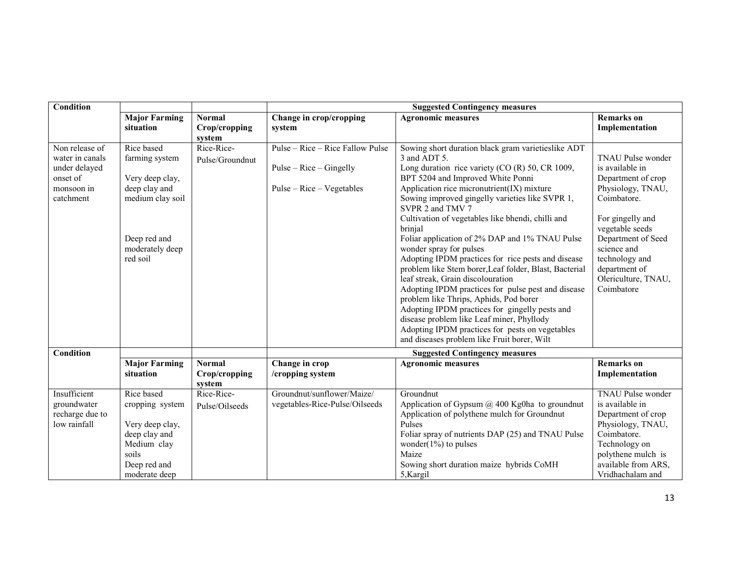| Condition | | | Suggested Contingency measures | | |
|---|---|---|---|---|---|
| | Major Farming situation | Normal Crop/cropping system | Change in crop/cropping system | Agronomic measures | Remarks on Implementation |
| Non release of water in canals under delayed onset of monsoon in catchment | Rice based farming system<br><br>Very deep clay, deep clay and medium clay soil<br><br>Deep red and moderately deep red soil | Rice-Rice-Pulse/Groundnut | Pulse – Rice – Rice Fallow Pulse<br><br>Pulse – Rice – Gingelly<br><br>Pulse – Rice – Vegetables | Sowing short duration black gram varietieslike ADT 3 and ADT 5.<br>Long duration rice variety (CO (R) 50, CR 1009, BPT 5204 and Improved White Ponni<br>Application rice micronutrient(IX) mixture<br>Sowing improved gingelly varieties like SVPR 1, SVPR 2 and TMV 7<br>Cultivation of vegetables like bhendi, chilli and brinjal<br>Foliar application of 2% DAP and 1% TNAU Pulse wonder spray for pulses<br>Adopting IPDM practices for rice pests and disease problem like Stem borer,Leaf folder, Blast, Bacterial leaf streak, Grain discolouration<br>Adopting IPDM practices for pulse pest and disease problem like Thrips, Aphids, Pod borer<br>Adopting IPDM practices for gingelly pests and disease problem like Leaf miner, Phyllody<br>Adopting IPDM practices for pests on vegetables and diseases problem like Fruit borer, Wilt | TNAU Pulse wonder is available in Department of crop Physiology, TNAU, Coimbatore.<br><br>For gingelly and vegetable seeds Department of Seed science and technology and department of Olericulture, TNAU, Coimbatore |
| Condition | | | Suggested Contingency measures | | |
| | Major Farming situation | Normal Crop/cropping system | Change in crop /cropping system | Agronomic measures | Remarks on Implementation |
| Insufficient groundwater recharge due to low rainfall | Rice based cropping system<br><br>Very deep clay, deep clay and Medium clay soils<br>Deep red and moderate deep | Rice-Rice-Pulse/Oilseeds | Groundnut/sunflower/Maize/ vegetables-Rice-Pulse/Oilseeds | Groundnut<br>Application of Gypsum @ 400 Kg0ha to groundnut<br>Application of polythene mulch for Groundnut<br>Pulses<br>Foliar spray of nutrients DAP (25) and TNAU Pulse wonder(1%) to pulses<br>Maize<br>Sowing short duration maize hybrids CoMH 5,Kargil | TNAU Pulse wonder is available in Department of crop Physiology, TNAU, Coimbatore.<br>Technology on polythene mulch is available from ARS, Vridhachalam and |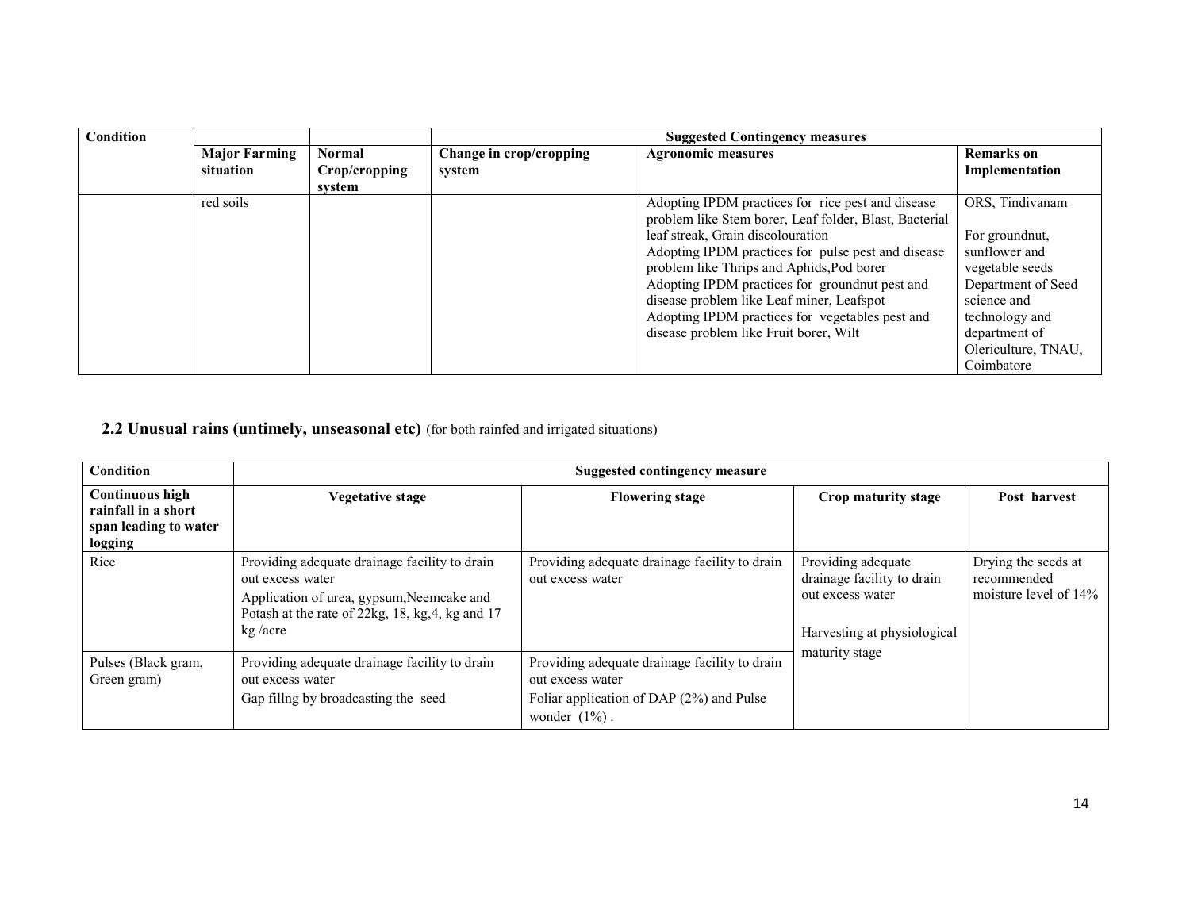| Condition | | | Suggested Contingency measures | | |
|---|---|---|---|---|---|
| | Major Farming situation | Normal Crop/cropping system | Change in crop/cropping system | Agronomic measures | Remarks on Implementation |
| | red soils | | | Adopting IPDM practices for rice pest and disease problem like Stem borer, Leaf folder, Blast, Bacterial leaf streak, Grain discolouration<br>Adopting IPDM practices for pulse pest and disease problem like Thrips and Aphids,Pod borer<br>Adopting IPDM practices for groundnut pest and disease problem like Leaf miner, Leafspot<br>Adopting IPDM practices for vegetables pest and disease problem like Fruit borer, Wilt | ORS, Tindivanam<br><br>For groundnut, sunflower and vegetable seeds Department of Seed science and technology and department of Olericulture, TNAU, Coimbatore |

## 2.2 Unusual rains (untimely, unseasonal etc) (for both rainfed and irrigated situations)

| Condition | Suggested contingency measure | | | |
|---|---|---|---|---|
| **Continuous high rainfall in a short span leading to water logging** | **Vegetative stage** | **Flowering stage** | **Crop maturity stage** | **Post harvest** |
| Rice | Providing adequate drainage facility to drain out excess water<br>Application of urea, gypsum,Neemcake and Potash at the rate of 22kg, 18, kg,4, kg and 17 kg /acre | Providing adequate drainage facility to drain out excess water | Providing adequate drainage facility to drain out excess water<br><br>Harvesting at physiological maturity stage | Drying the seeds at recommended moisture level of 14% |
| Pulses (Black gram, Green gram) | Providing adequate drainage facility to drain out excess water<br>Gap fillng by broadcasting the seed | Providing adequate drainage facility to drain out excess water<br>Foliar application of DAP (2%) and Pulse wonder (1%) . | | |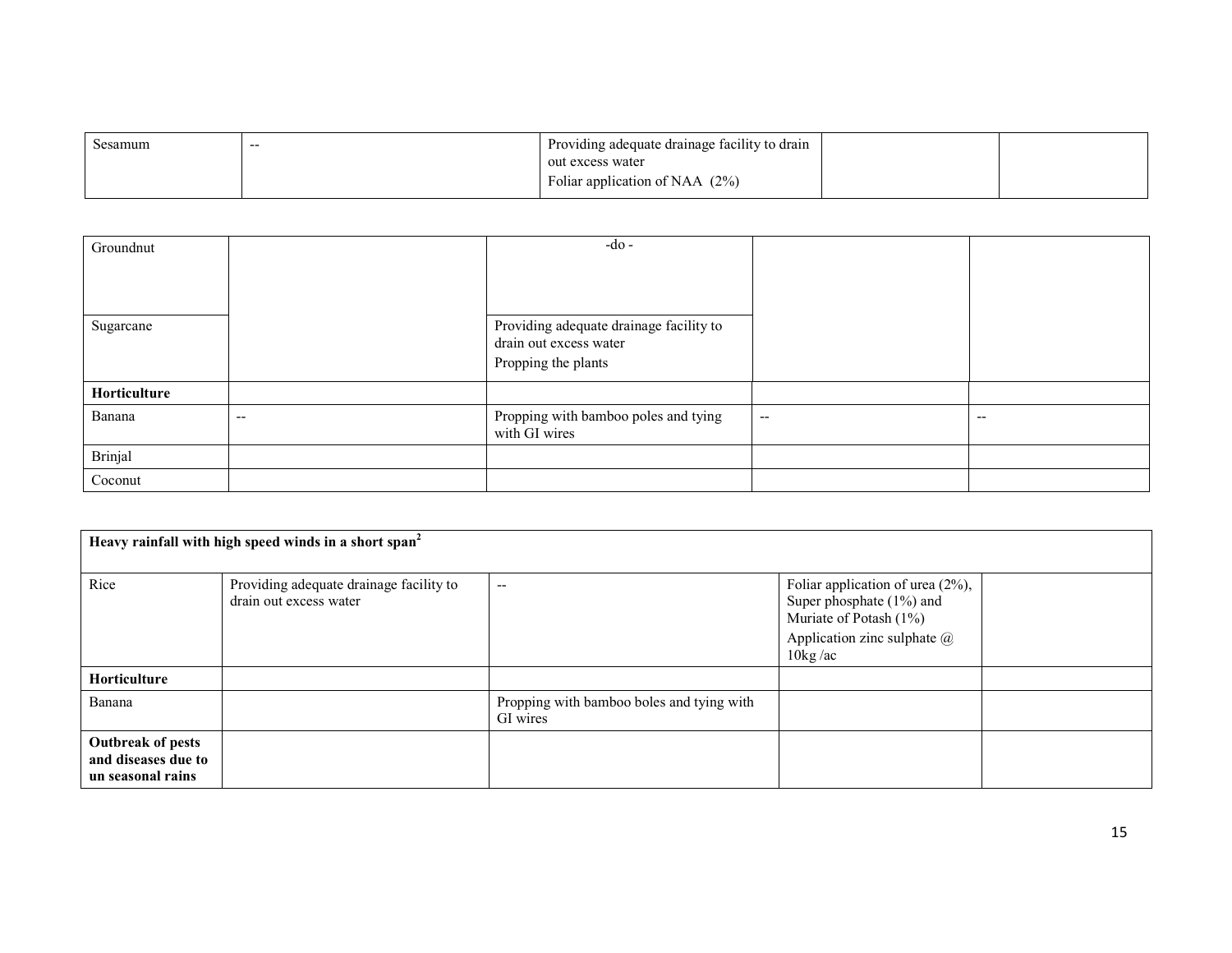| Sesamum | -- | Providing adequate drainage facility to drain out excess water<br>Foliar application of NAA (2%) | | |
|---|---|---|---|---|

| Groundnut | | -do - | | |
|---|---|---|---|---|
| Sugarcane | | Providing adequate drainage facility to drain out excess water<br>Propping the plants | | |
| **Horticulture** | | | | |
| Banana | -- | Propping with bamboo poles and tying with GI wires | -- | -- |
| Brinjal | | | | |
| Coconut | | | | |

| **Heavy rainfall with high speed winds in a short span[2]** | | | | |
|---|---|---|---|---|
| Rice | Providing adequate drainage facility to drain out excess water | -- | Foliar application of urea (2%), Super phosphate (1%) and Muriate of Potash (1%)<br>Application zinc sulphate @ 10kg /ac | |
| **Horticulture** | | | | |
| Banana | | Propping with bamboo boles and tying with GI wires | | |
| **Outbreak of pests and diseases due to un seasonal rains** | | | | |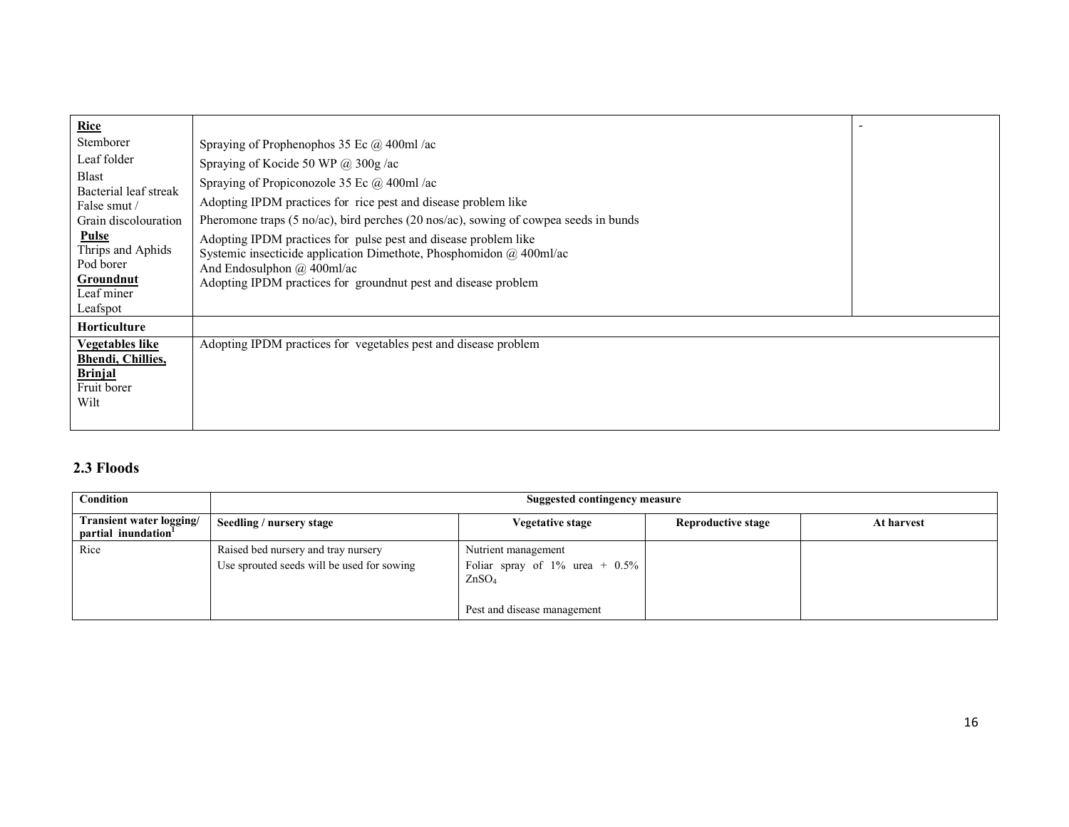| | | |
|---|---|---|
| **Rice**<br>Stemborer<br>Leaf folder<br>Blast<br>Bacterial leaf streak<br>False smut /<br>Grain discolouration<br>**Pulse**<br>Thrips and Aphids<br>Pod borer<br>**Groundnut**<br>Leaf miner<br>Leafspot | Spraying of Prophenophos 35 Ec @ 400ml /ac<br>Spraying of Kocide 50 WP @ 300g /ac<br>Spraying of Propiconozole 35 Ec @ 400ml /ac<br>Adopting IPDM practices for rice pest and disease problem like<br>Pheromone traps (5 no/ac), bird perches (20 nos/ac), sowing of cowpea seeds in bunds<br>Adopting IPDM practices for pulse pest and disease problem like<br>Systemic insecticide application Dimethote, Phosphomidon @ 400ml/ac<br>And Endosulphon @ 400ml/ac<br>Adopting IPDM practices for groundnut pest and disease problem | - |
| **Horticulture** | | |
| **Vegetables like Bhendi, Chillies, Brinjal**<br>Fruit borer<br>Wilt | Adopting IPDM practices for vegetables pest and disease problem | |

## 2.3 Floods

| Condition | Suggested contingency measure | | | |
|---|---|---|---|---|
| **Transient water logging/ partial inundation[1]** | **Seedling / nursery stage** | **Vegetative stage** | **Reproductive stage** | **At harvest** |
| Rice | Raised bed nursery and tray nursery<br>Use sprouted seeds will be used for sowing | Nutrient management<br>Foliar spray of 1% urea + 0.5% $ZnSO_4$<br><br>Pest and disease management | | |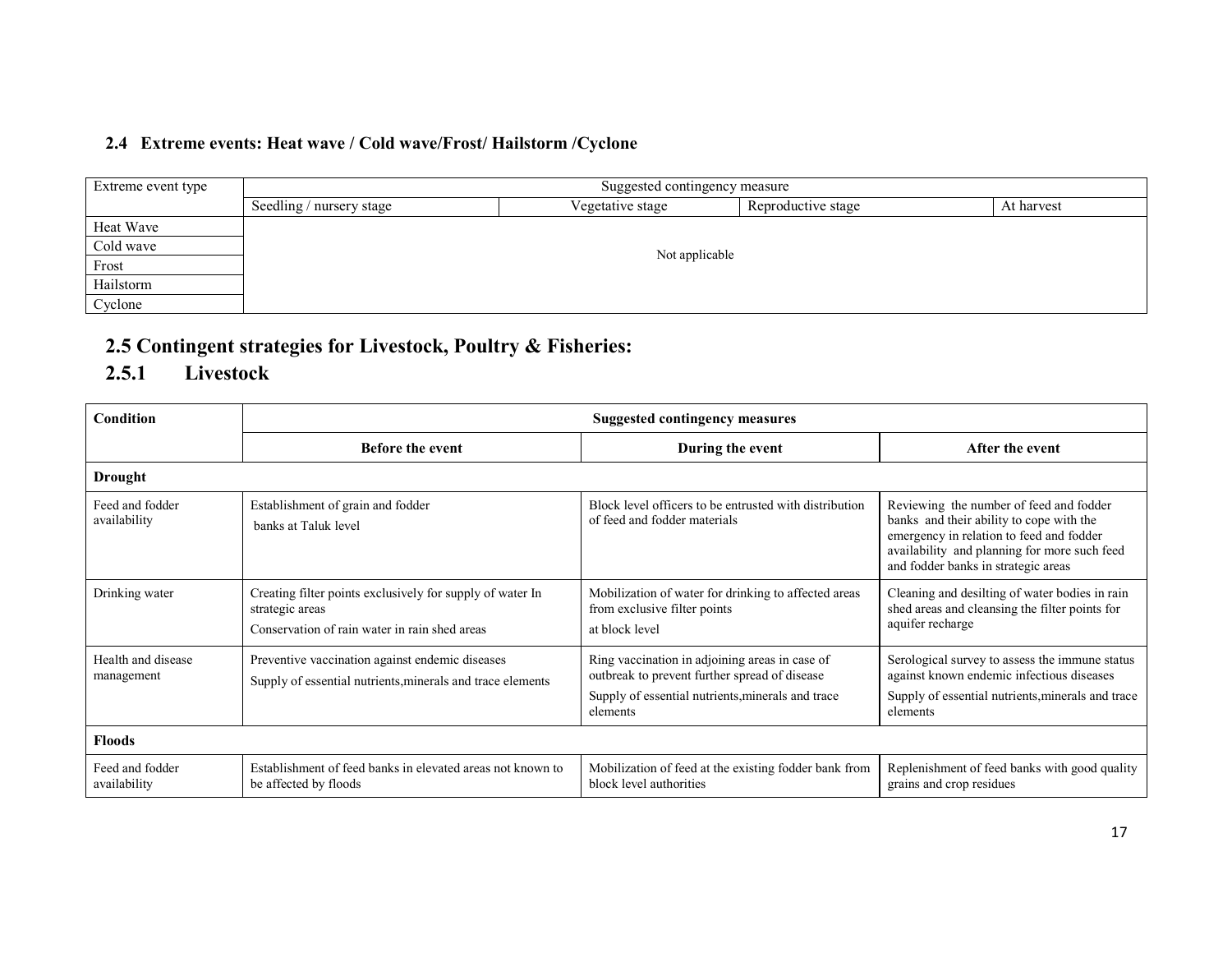### 2.4 Extreme events: Heat wave / Cold wave/Frost/ Hailstorm /Cyclone

| Extreme event type | Suggested contingency measure | | | |
|---|---|---|---|---|
| | Seedling / nursery stage | Vegetative stage | Reproductive stage | At harvest |
| Heat Wave | Not applicable | | | |
| Cold wave | | | | |
| Frost | | | | |
| Hailstorm | | | | |
| Cyclone | | | | |

## 2.5 Contingent strategies for Livestock, Poultry & Fisheries:

## 2.5.1 Livestock

| Condition | Suggested contingency measures | | |
|---|---|---|---|
| | **Before the event** | **During the event** | **After the event** |
| **Drought** | | | |
| Feed and fodder availability | Establishment of grain and fodder banks at Taluk level | Block level officers to be entrusted with distribution of feed and fodder materials | Reviewing the number of feed and fodder banks and their ability to cope with the emergency in relation to feed and fodder availability and planning for more such feed and fodder banks in strategic areas |
| Drinking water | Creating filter points exclusively for supply of water In strategic areas<br>Conservation of rain water in rain shed areas | Mobilization of water for drinking to affected areas from exclusive filter points at block level | Cleaning and desilting of water bodies in rain shed areas and cleansing the filter points for aquifer recharge |
| Health and disease management | Preventive vaccination against endemic diseases<br>Supply of essential nutrients,minerals and trace elements | Ring vaccination in adjoining areas in case of outbreak to prevent further spread of disease<br>Supply of essential nutrients,minerals and trace elements | Serological survey to assess the immune status against known endemic infectious diseases<br>Supply of essential nutrients,minerals and trace elements |
| **Floods** | | | |
| Feed and fodder availability | Establishment of feed banks in elevated areas not known to be affected by floods | Mobilization of feed at the existing fodder bank from block level authorities | Replenishment of feed banks with good quality grains and crop residues |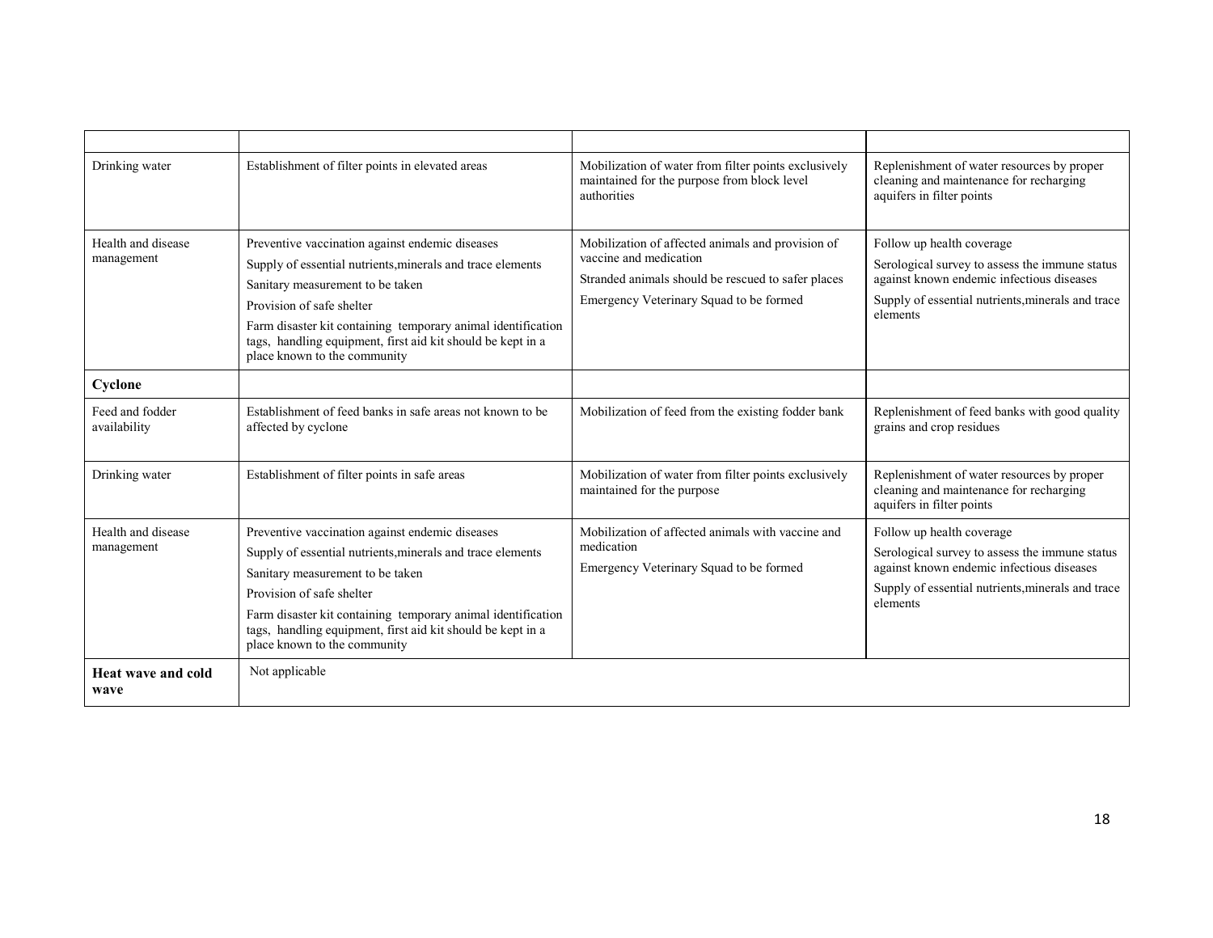| | | | |
|---|---|---|---|
| Drinking water | Establishment of filter points in elevated areas | Mobilization of water from filter points exclusively maintained for the purpose from block level authorities | Replenishment of water resources by proper cleaning and maintenance for recharging aquifers in filter points |
| Health and disease management | Preventive vaccination against endemic diseases<br>Supply of essential nutrients,minerals and trace elements<br>Sanitary measurement to be taken<br>Provision of safe shelter<br>Farm disaster kit containing temporary animal identification tags, handling equipment, first aid kit should be kept in a place known to the community | Mobilization of affected animals and provision of vaccine and medication<br>Stranded animals should be rescued to safer places<br>Emergency Veterinary Squad to be formed | Follow up health coverage<br>Serological survey to assess the immune status against known endemic infectious diseases<br>Supply of essential nutrients,minerals and trace elements |
| **Cyclone** | | | |
| Feed and fodder availability | Establishment of feed banks in safe areas not known to be affected by cyclone | Mobilization of feed from the existing fodder bank | Replenishment of feed banks with good quality grains and crop residues |
| Drinking water | Establishment of filter points in safe areas | Mobilization of water from filter points exclusively maintained for the purpose | Replenishment of water resources by proper cleaning and maintenance for recharging aquifers in filter points |
| Health and disease management | Preventive vaccination against endemic diseases<br>Supply of essential nutrients,minerals and trace elements<br>Sanitary measurement to be taken<br>Provision of safe shelter<br>Farm disaster kit containing temporary animal identification tags, handling equipment, first aid kit should be kept in a place known to the community | Mobilization of affected animals with vaccine and medication<br>Emergency Veterinary Squad to be formed | Follow up health coverage<br>Serological survey to assess the immune status against known endemic infectious diseases<br>Supply of essential nutrients,minerals and trace elements |
| **Heat wave and cold wave** | Not applicable | | |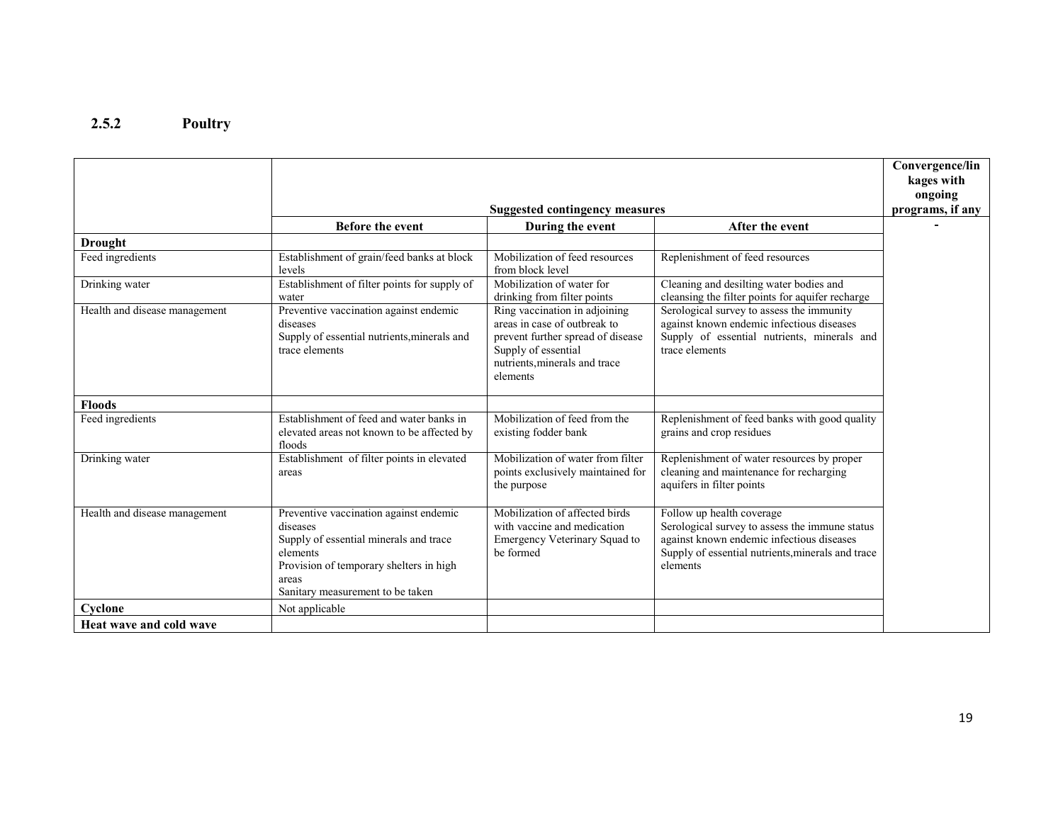## 2.5.2 Poultry

| | Suggested contingency measures | | | Convergence/linkages with ongoing programs, if any |
|---|---|---|---|---|
| | Before the event | During the event | After the event | - |
| **Drought** | | | | |
| Feed ingredients | Establishment of grain/feed banks at block levels | Mobilization of feed resources from block level | Replenishment of feed resources | |
| Drinking water | Establishment of filter points for supply of water | Mobilization of water for drinking from filter points | Cleaning and desilting water bodies and cleansing the filter points for aquifer recharge | |
| Health and disease management | Preventive vaccination against endemic diseases<br>Supply of essential nutrients,minerals and trace elements | Ring vaccination in adjoining areas in case of outbreak to prevent further spread of disease<br>Supply of essential nutrients,minerals and trace elements | Serological survey to assess the immunity against known endemic infectious diseases<br>Supply of essential nutrients, minerals and trace elements | |
| **Floods** | | | | |
| Feed ingredients | Establishment of feed and water banks in elevated areas not known to be affected by floods | Mobilization of feed from the existing fodder bank | Replenishment of feed banks with good quality grains and crop residues | |
| Drinking water | Establishment of filter points in elevated areas | Mobilization of water from filter points exclusively maintained for the purpose | Replenishment of water resources by proper cleaning and maintenance for recharging aquifers in filter points | |
| Health and disease management | Preventive vaccination against endemic diseases<br>Supply of essential minerals and trace elements<br>Provision of temporary shelters in high areas<br>Sanitary measurement to be taken | Mobilization of affected birds with vaccine and medication<br>Emergency Veterinary Squad to be formed | Follow up health coverage<br>Serological survey to assess the immune status against known endemic infectious diseases<br>Supply of essential nutrients,minerals and trace elements | |
| **Cyclone** | Not applicable | | | |
| **Heat wave and cold wave** | | | | |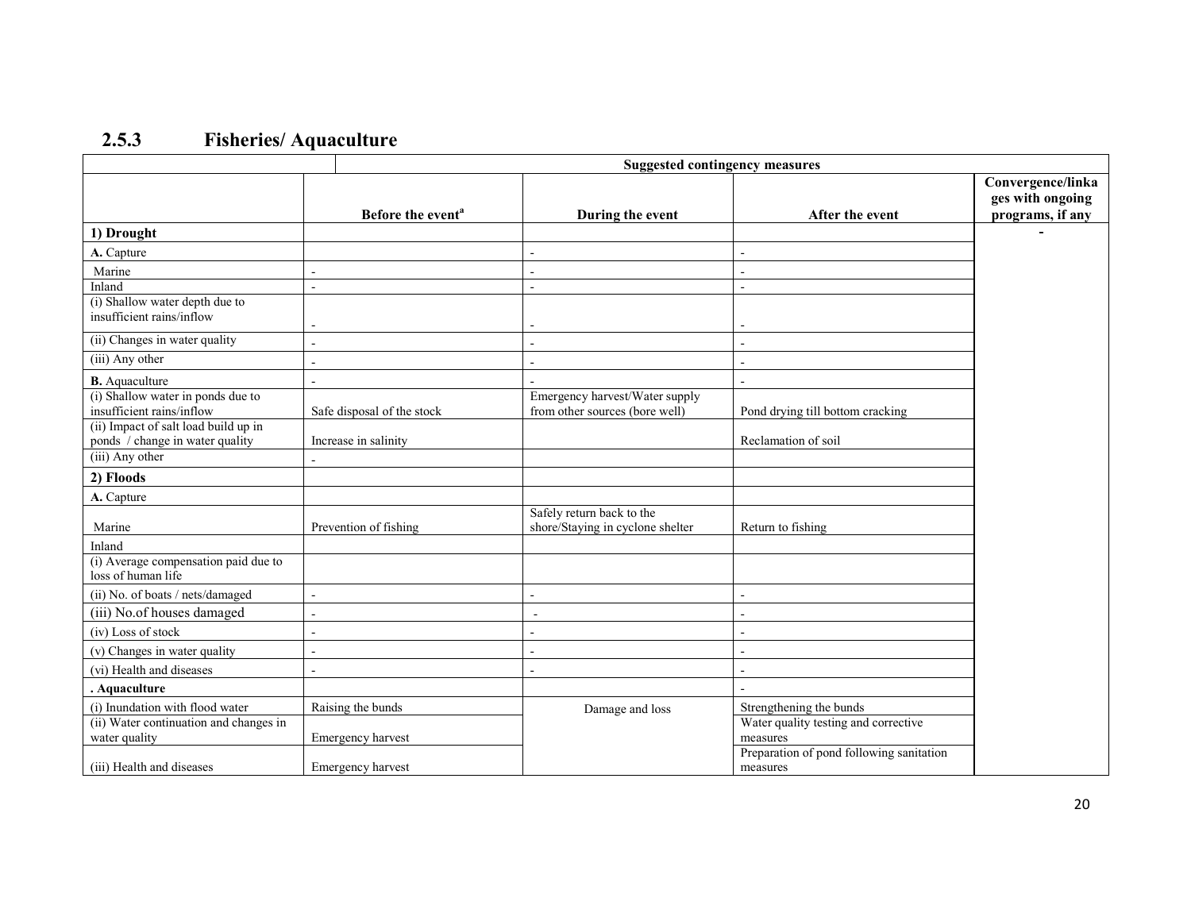## 2.5.3 Fisheries/ Aquaculture

| | Suggested contingency measures | | | |
|---|---|---|---|---|
| | Before the event[a] | During the event | After the event | Convergence/linkages with ongoing programs, if any |
| **1) Drought** | | | | - |
| **A.** Capture | | - | - | |
| Marine | - | - | - | |
| Inland | - | - | - | |
| (i) Shallow water depth due to insufficient rains/inflow | - | - | - | |
| (ii) Changes in water quality | - | - | - | |
| (iii) Any other | - | - | - | |
| **B.** Aquaculture | - | - | - | |
| (i) Shallow water in ponds due to insufficient rains/inflow | Safe disposal of the stock | Emergency harvest/Water supply from other sources (bore well) | Pond drying till bottom cracking | |
| (ii) Impact of salt load build up in ponds / change in water quality | Increase in salinity | | Reclamation of soil | |
| (iii) Any other | - | | | |
| **2) Floods** | | | | |
| **A.** Capture | | | | |
| Marine | Prevention of fishing | Safely return back to the shore/Staying in cyclone shelter | Return to fishing | |
| Inland | | | | |
| (i) Average compensation paid due to loss of human life | | | | |
| (ii) No. of boats / nets/damaged | - | - | - | |
| (iii) No.of houses damaged | - | - | - | |
| (iv) Loss of stock | - | - | - | |
| (v) Changes in water quality | - | - | - | |
| (vi) Health and diseases | - | - | - | |
| **. Aquaculture** | | | - | |
| (i) Inundation with flood water | Raising the bunds | Damage and loss | Strengthening the bunds | |
| (ii) Water continuation and changes in water quality | Emergency harvest | | Water quality testing and corrective measures | |
| (iii) Health and diseases | Emergency harvest | | Preparation of pond following sanitation measures | |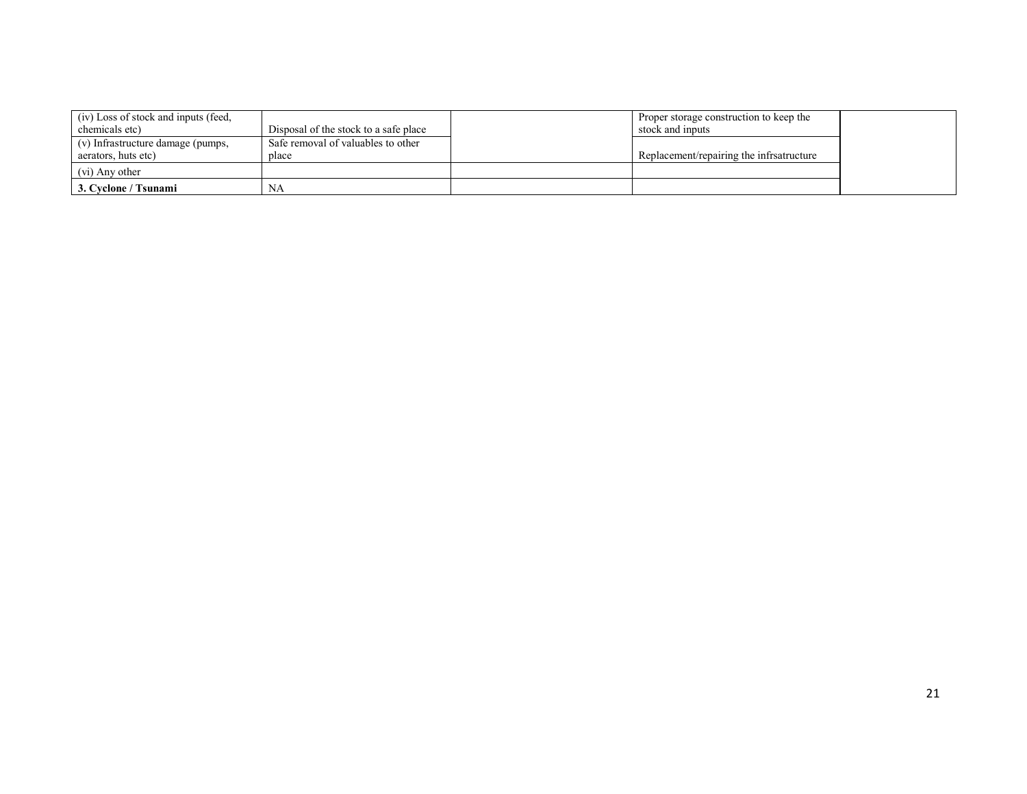| | | | | |
|---|---|---|---|---|
| (iv) Loss of stock and inputs (feed, chemicals etc) | Disposal of the stock to a safe place | | Proper storage construction to keep the stock and inputs | |
| (v) Infrastructure damage (pumps, aerators, huts etc) | Safe removal of valuables to other place | | Replacement/repairing the infrsatructure | |
| (vi) Any other | | | | |
| **3. Cyclone / Tsunami** | NA | | | |